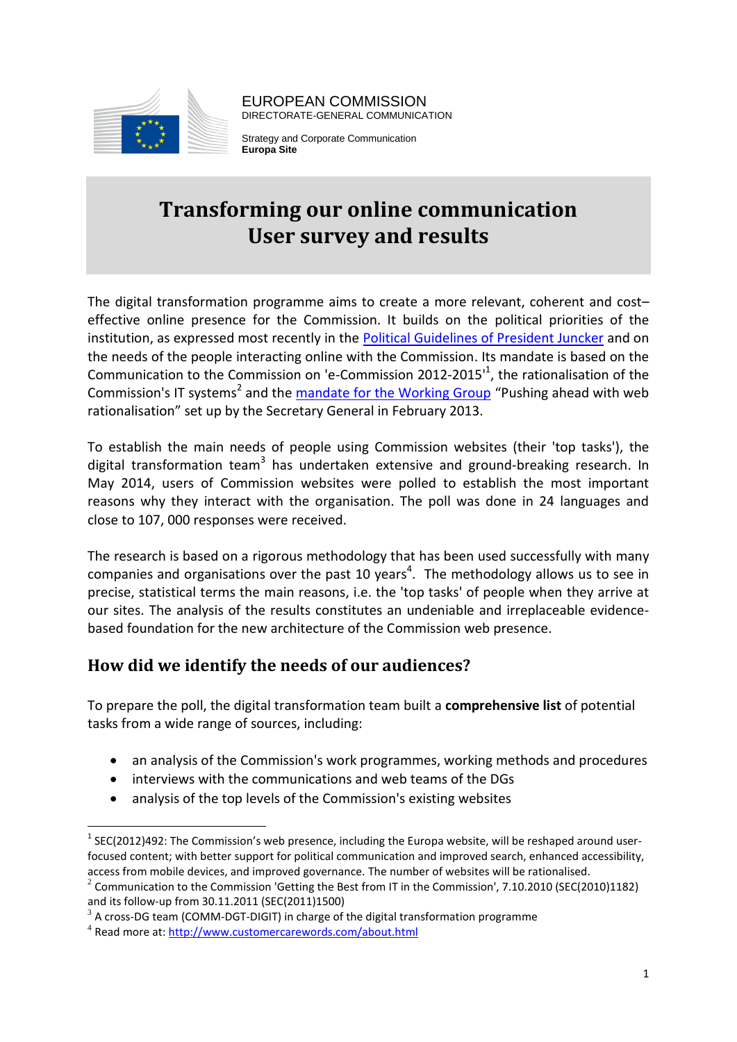EUROPEAN COMMISSION
DIRECTORATE-GENERAL COMMUNICATION

Strategy and Corporate Communication
**Europa Site**

# Transforming our online communication
# User survey and results

The digital transformation programme aims to create a more relevant, coherent and cost–effective online presence for the Commission. It builds on the political priorities of the institution, as expressed most recently in the [Political Guidelines of President Juncker]() and on the needs of the people interacting online with the Commission. Its mandate is based on the Communication to the Commission on 'e-Commission 2012-2015'[1], the rationalisation of the Commission's IT systems[2] and the [mandate for the Working Group]() "Pushing ahead with web rationalisation" set up by the Secretary General in February 2013.

To establish the main needs of people using Commission websites (their 'top tasks'), the digital transformation team[3] has undertaken extensive and ground-breaking research. In May 2014, users of Commission websites were polled to establish the most important reasons why they interact with the organisation. The poll was done in 24 languages and close to 107, 000 responses were received.

The research is based on a rigorous methodology that has been used successfully with many companies and organisations over the past 10 years[4]. The methodology allows us to see in precise, statistical terms the main reasons, i.e. the 'top tasks' of people when they arrive at our sites. The analysis of the results constitutes an undeniable and irreplaceable evidence-based foundation for the new architecture of the Commission web presence.

## How did we identify the needs of our audiences?

To prepare the poll, the digital transformation team built a **comprehensive list** of potential tasks from a wide range of sources, including:

- an analysis of the Commission's work programmes, working methods and procedures
- interviews with the communications and web teams of the DGs
- analysis of the top levels of the Commission's existing websites

---

[1] SEC(2012)492: The Commission's web presence, including the Europa website, will be reshaped around user-focused content; with better support for political communication and improved search, enhanced accessibility, access from mobile devices, and improved governance. The number of websites will be rationalised.

[2] Communication to the Commission 'Getting the Best from IT in the Commission', 7.10.2010 (SEC(2010)1182) and its follow-up from 30.11.2011 (SEC(2011)1500)

[3] A cross-DG team (COMM-DGT-DIGIT) in charge of the digital transformation programme

[4] Read more at: [http://www.customercarewords.com/about.html](http://www.customercarewords.com/about.html)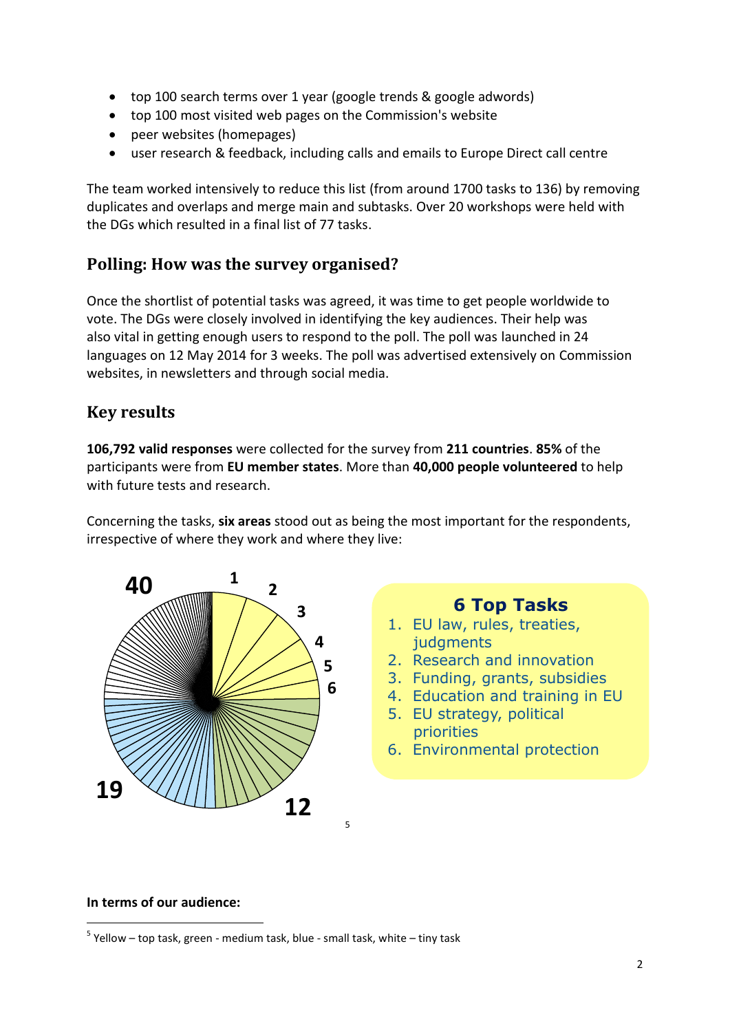- top 100 search terms over 1 year (google trends & google adwords)
- top 100 most visited web pages on the Commission's website
- peer websites (homepages)
- user research & feedback, including calls and emails to Europe Direct call centre

The team worked intensively to reduce this list (from around 1700 tasks to 136) by removing duplicates and overlaps and merge main and subtasks. Over 20 workshops were held with the DGs which resulted in a final list of 77 tasks.

## Polling: How was the survey organised?

Once the shortlist of potential tasks was agreed, it was time to get people worldwide to vote. The DGs were closely involved in identifying the key audiences. Their help was also vital in getting enough users to respond to the poll. The poll was launched in 24 languages on 12 May 2014 for 3 weeks. The poll was advertised extensively on Commission websites, in newsletters and through social media.

## Key results

**106,792 valid responses** were collected for the survey from **211 countries**. **85%** of the participants were from **EU member states**. More than **40,000 people volunteered** to help with future tests and research.

Concerning the tasks, **six areas** stood out as being the most important for the respondents, irrespective of where they work and where they live:

40 1 2 3 4 5 6 19 12 [5]

**6 Top Tasks**

1. EU law, rules, treaties, judgments
2. Research and innovation
3. Funding, grants, subsidies
4. Education and training in EU
5. EU strategy, political priorities
6. Environmental protection

**In terms of our audience:**

[5] Yellow – top task, green - medium task, blue - small task, white – tiny task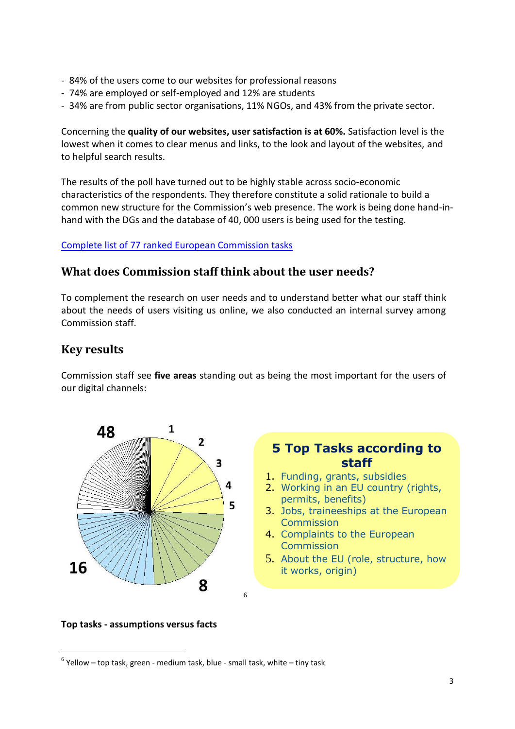- 84% of the users come to our websites for professional reasons
- 74% are employed or self-employed and 12% are students
- 34% are from public sector organisations, 11% NGOs, and 43% from the private sector.

Concerning the **quality of our websites, user satisfaction is at 60%.** Satisfaction level is the lowest when it comes to clear menus and links, to the look and layout of the websites, and to helpful search results.

The results of the poll have turned out to be highly stable across socio-economic characteristics of the respondents. They therefore constitute a solid rationale to build a common new structure for the Commission's web presence. The work is being done hand-in-hand with the DGs and the database of 40, 000 users is being used for the testing.

[Complete list of 77 ranked European Commission tasks]

## What does Commission staff think about the user needs?

To complement the research on user needs and to understand better what our staff think about the needs of users visiting us online, we also conducted an internal survey among Commission staff.

## Key results

Commission staff see **five areas** standing out as being the most important for the users of our digital channels:

48 1 2 3 4 5 16 8 [6]

**5 Top Tasks according to staff**

1. Funding, grants, subsidies
2. Working in an EU country (rights, permits, benefits)
3. Jobs, traineeships at the European Commission
4. Complaints to the European Commission
5. About the EU (role, structure, how it works, origin)

**Top tasks - assumptions versus facts**

[6] Yellow – top task, green - medium task, blue - small task, white – tiny task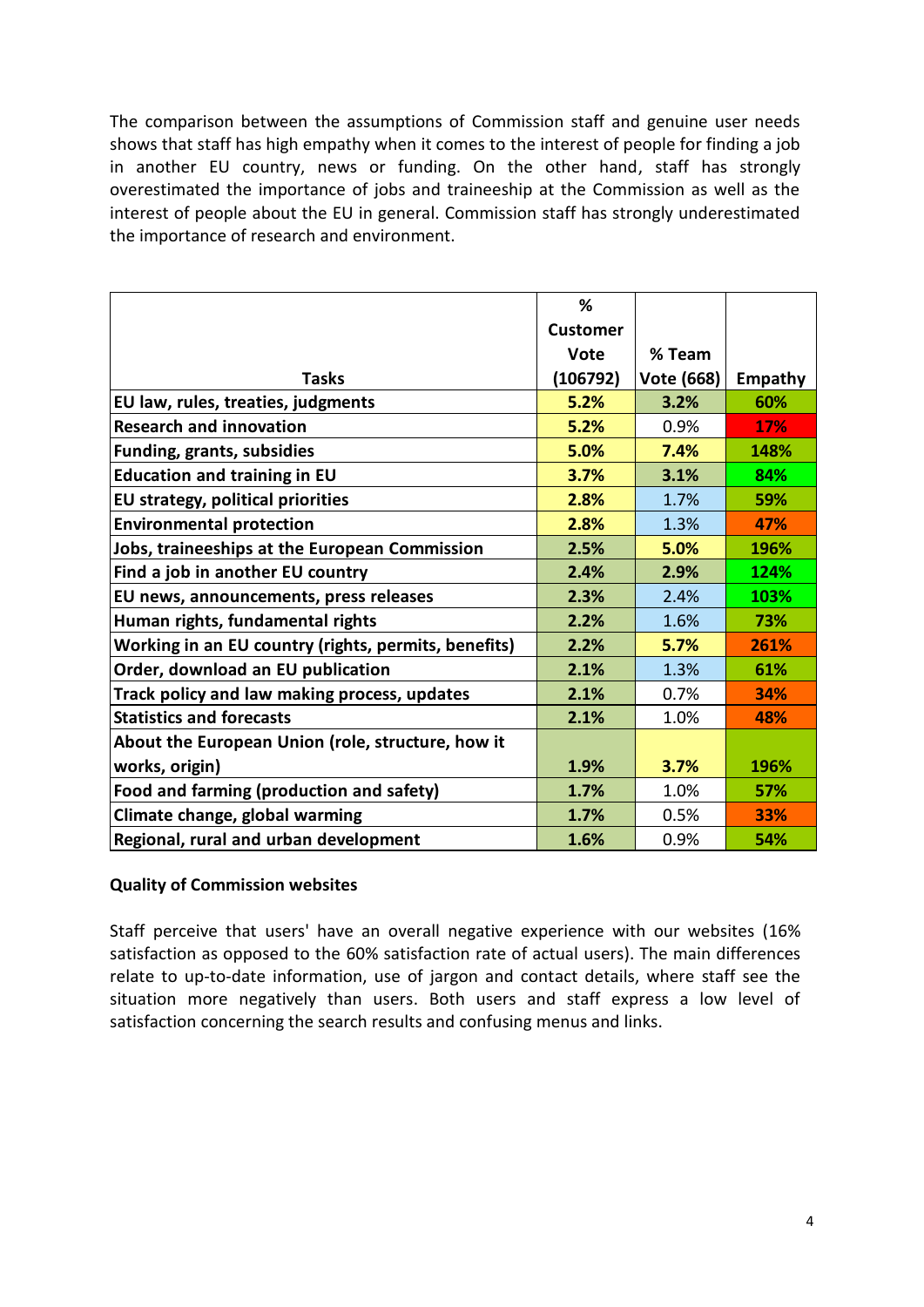The comparison between the assumptions of Commission staff and genuine user needs shows that staff has high empathy when it comes to the interest of people for finding a job in another EU country, news or funding. On the other hand, staff has strongly overestimated the importance of jobs and traineeship at the Commission as well as the interest of people about the EU in general. Commission staff has strongly underestimated the importance of research and environment.

| Tasks | % Customer Vote (106792) | % Team Vote (668) | Empathy |
|---|---|---|---|
| **EU law, rules, treaties, judgments** | **5.2%** | **3.2%** | **60%** |
| **Research and innovation** | **5.2%** | 0.9% | **17%** |
| **Funding, grants, subsidies** | **5.0%** | **7.4%** | **148%** |
| **Education and training in EU** | **3.7%** | **3.1%** | **84%** |
| **EU strategy, political priorities** | **2.8%** | 1.7% | **59%** |
| **Environmental protection** | **2.8%** | 1.3% | **47%** |
| **Jobs, traineeships at the European Commission** | **2.5%** | **5.0%** | **196%** |
| **Find a job in another EU country** | **2.4%** | **2.9%** | **124%** |
| **EU news, announcements, press releases** | **2.3%** | 2.4% | **103%** |
| **Human rights, fundamental rights** | **2.2%** | 1.6% | **73%** |
| **Working in an EU country (rights, permits, benefits)** | **2.2%** | **5.7%** | **261%** |
| **Order, download an EU publication** | **2.1%** | 1.3% | **61%** |
| **Track policy and law making process, updates** | **2.1%** | 0.7% | **34%** |
| **Statistics and forecasts** | **2.1%** | 1.0% | **48%** |
| **About the European Union (role, structure, how it works, origin)** | **1.9%** | **3.7%** | **196%** |
| **Food and farming (production and safety)** | **1.7%** | 1.0% | **57%** |
| **Climate change, global warming** | **1.7%** | 0.5% | **33%** |
| **Regional, rural and urban development** | **1.6%** | 0.9% | **54%** |

**Quality of Commission websites**

Staff perceive that users' have an overall negative experience with our websites (16% satisfaction as opposed to the 60% satisfaction rate of actual users). The main differences relate to up-to-date information, use of jargon and contact details, where staff see the situation more negatively than users. Both users and staff express a low level of satisfaction concerning the search results and confusing menus and links.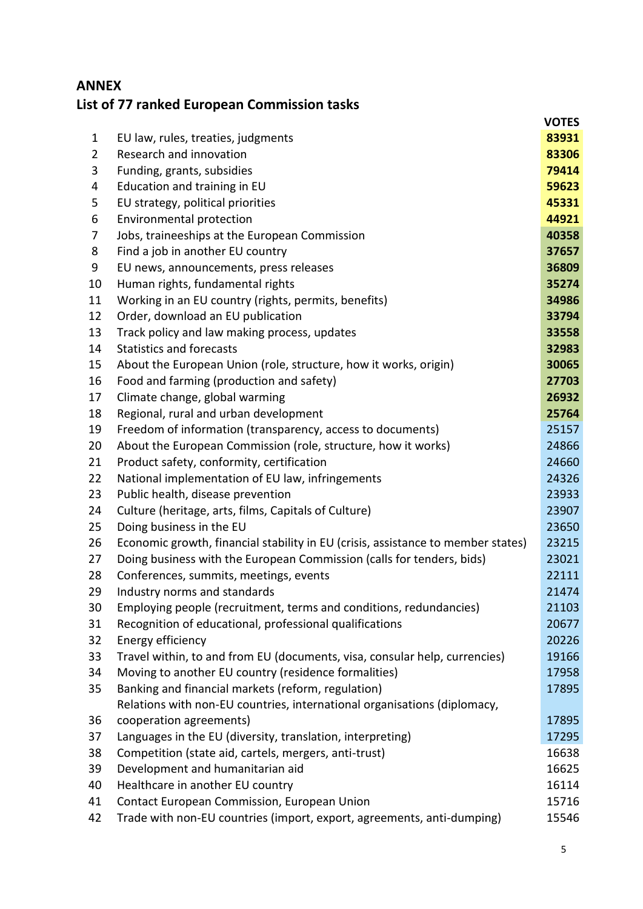## ANNEX

## List of 77 ranked European Commission tasks

| | | VOTES |
|---|---|---|
| 1 | EU law, rules, treaties, judgments | **83931** |
| 2 | Research and innovation | **83306** |
| 3 | Funding, grants, subsidies | **79414** |
| 4 | Education and training in EU | **59623** |
| 5 | EU strategy, political priorities | **45331** |
| 6 | Environmental protection | **44921** |
| 7 | Jobs, traineeships at the European Commission | **40358** |
| 8 | Find a job in another EU country | **37657** |
| 9 | EU news, announcements, press releases | **36809** |
| 10 | Human rights, fundamental rights | **35274** |
| 11 | Working in an EU country (rights, permits, benefits) | **34986** |
| 12 | Order, download an EU publication | **33794** |
| 13 | Track policy and law making process, updates | **33558** |
| 14 | Statistics and forecasts | **32983** |
| 15 | About the European Union (role, structure, how it works, origin) | **30065** |
| 16 | Food and farming (production and safety) | **27703** |
| 17 | Climate change, global warming | **26932** |
| 18 | Regional, rural and urban development | **25764** |
| 19 | Freedom of information (transparency, access to documents) | 25157 |
| 20 | About the European Commission (role, structure, how it works) | 24866 |
| 21 | Product safety, conformity, certification | 24660 |
| 22 | National implementation of EU law, infringements | 24326 |
| 23 | Public health, disease prevention | 23933 |
| 24 | Culture (heritage, arts, films, Capitals of Culture) | 23907 |
| 25 | Doing business in the EU | 23650 |
| 26 | Economic growth, financial stability in EU (crisis, assistance to member states) | 23215 |
| 27 | Doing business with the European Commission (calls for tenders, bids) | 23021 |
| 28 | Conferences, summits, meetings, events | 22111 |
| 29 | Industry norms and standards | 21474 |
| 30 | Employing people (recruitment, terms and conditions, redundancies) | 21103 |
| 31 | Recognition of educational, professional qualifications | 20677 |
| 32 | Energy efficiency | 20226 |
| 33 | Travel within, to and from EU (documents, visa, consular help, currencies) | 19166 |
| 34 | Moving to another EU country (residence formalities) | 17958 |
| 35 | Banking and financial markets (reform, regulation) | 17895 |
| 36 | Relations with non-EU countries, international organisations (diplomacy, cooperation agreements) | 17895 |
| 37 | Languages in the EU (diversity, translation, interpreting) | 17295 |
| 38 | Competition (state aid, cartels, mergers, anti-trust) | 16638 |
| 39 | Development and humanitarian aid | 16625 |
| 40 | Healthcare in another EU country | 16114 |
| 41 | Contact European Commission, European Union | 15716 |
| 42 | Trade with non-EU countries (import, export, agreements, anti-dumping) | 15546 |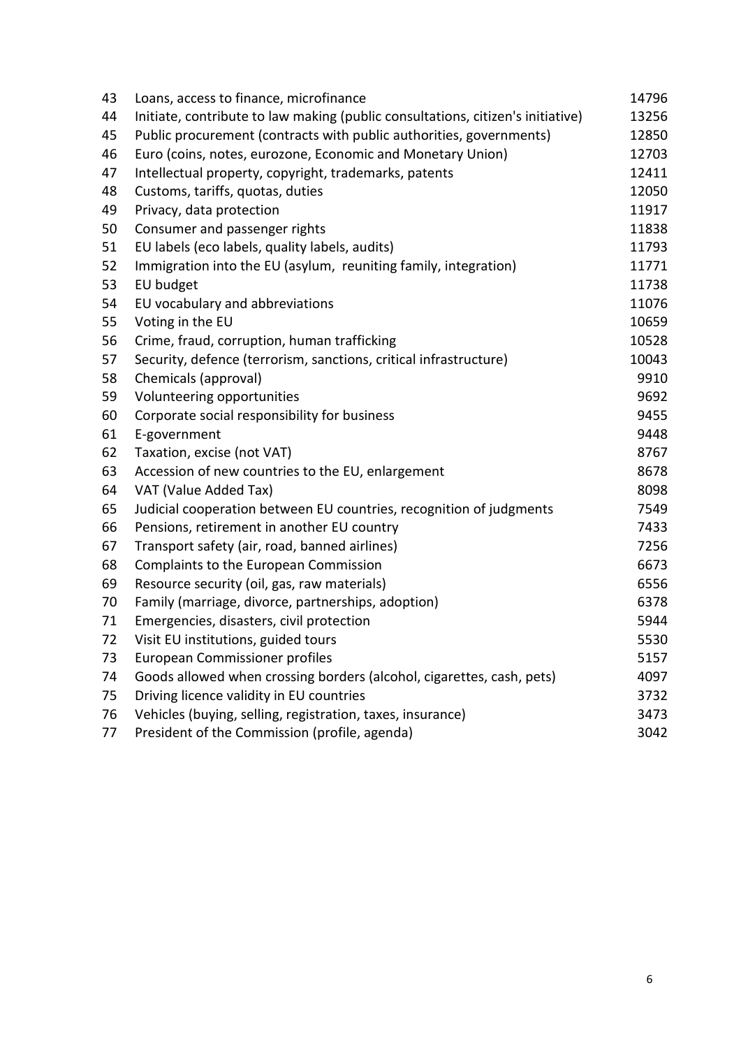| | | |
|---|---|---|
| 43 | Loans, access to finance, microfinance | 14796 |
| 44 | Initiate, contribute to law making (public consultations, citizen's initiative) | 13256 |
| 45 | Public procurement (contracts with public authorities, governments) | 12850 |
| 46 | Euro (coins, notes, eurozone, Economic and Monetary Union) | 12703 |
| 47 | Intellectual property, copyright, trademarks, patents | 12411 |
| 48 | Customs, tariffs, quotas, duties | 12050 |
| 49 | Privacy, data protection | 11917 |
| 50 | Consumer and passenger rights | 11838 |
| 51 | EU labels (eco labels, quality labels, audits) | 11793 |
| 52 | Immigration into the EU (asylum, reuniting family, integration) | 11771 |
| 53 | EU budget | 11738 |
| 54 | EU vocabulary and abbreviations | 11076 |
| 55 | Voting in the EU | 10659 |
| 56 | Crime, fraud, corruption, human trafficking | 10528 |
| 57 | Security, defence (terrorism, sanctions, critical infrastructure) | 10043 |
| 58 | Chemicals (approval) | 9910 |
| 59 | Volunteering opportunities | 9692 |
| 60 | Corporate social responsibility for business | 9455 |
| 61 | E-government | 9448 |
| 62 | Taxation, excise (not VAT) | 8767 |
| 63 | Accession of new countries to the EU, enlargement | 8678 |
| 64 | VAT (Value Added Tax) | 8098 |
| 65 | Judicial cooperation between EU countries, recognition of judgments | 7549 |
| 66 | Pensions, retirement in another EU country | 7433 |
| 67 | Transport safety (air, road, banned airlines) | 7256 |
| 68 | Complaints to the European Commission | 6673 |
| 69 | Resource security (oil, gas, raw materials) | 6556 |
| 70 | Family (marriage, divorce, partnerships, adoption) | 6378 |
| 71 | Emergencies, disasters, civil protection | 5944 |
| 72 | Visit EU institutions, guided tours | 5530 |
| 73 | European Commissioner profiles | 5157 |
| 74 | Goods allowed when crossing borders (alcohol, cigarettes, cash, pets) | 4097 |
| 75 | Driving licence validity in EU countries | 3732 |
| 76 | Vehicles (buying, selling, registration, taxes, insurance) | 3473 |
| 77 | President of the Commission (profile, agenda) | 3042 |